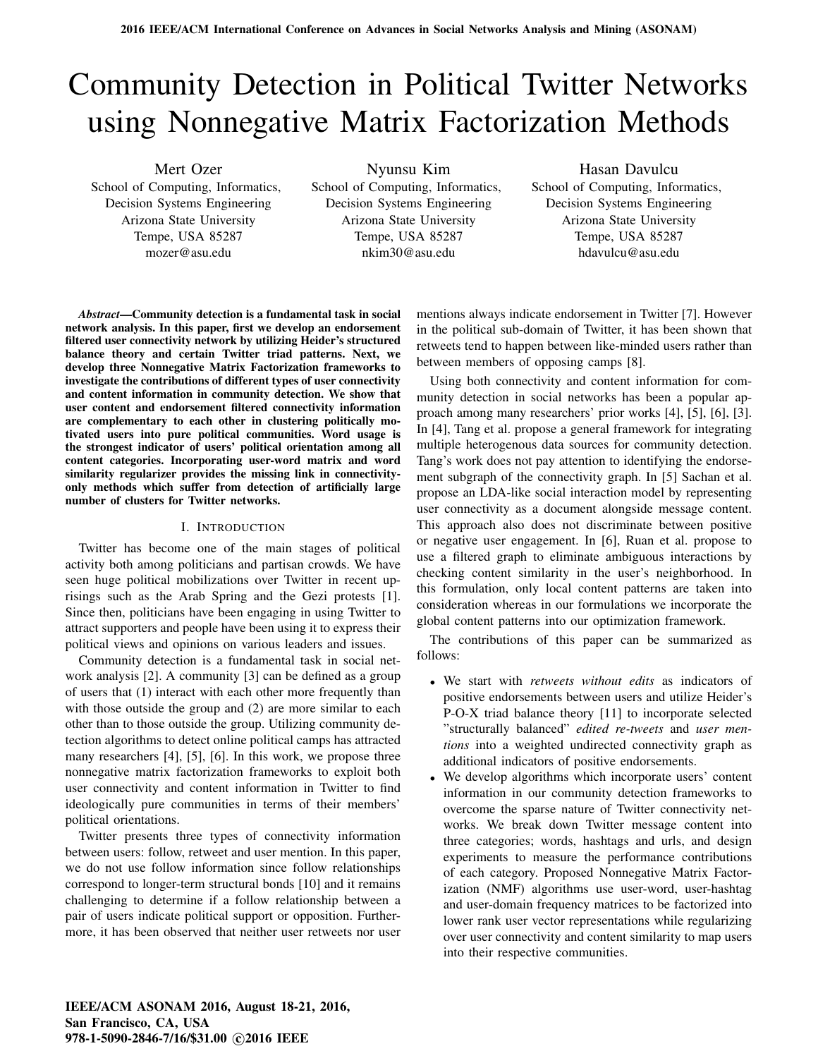# Community Detection in Political Twitter Networks using Nonnegative Matrix Factorization Methods

Mert Ozer
School of Computing, Informatics,
Decision Systems Engineering
Arizona State University
Tempe, USA 85287
mozer@asu.edu

Nyunsu Kim
School of Computing, Informatics,
Decision Systems Engineering
Arizona State University
Tempe, USA 85287
nkim30@asu.edu

Hasan Davulcu
School of Computing, Informatics,
Decision Systems Engineering
Arizona State University
Tempe, USA 85287
hdavulcu@asu.edu

***Abstract*—Community detection is a fundamental task in social network analysis. In this paper, first we develop an endorsement filtered user connectivity network by utilizing Heider's structured balance theory and certain Twitter triad patterns. Next, we develop three Nonnegative Matrix Factorization frameworks to investigate the contributions of different types of user connectivity and content information in community detection. We show that user content and endorsement filtered connectivity information are complementary to each other in clustering politically motivated users into pure political communities. Word usage is the strongest indicator of users' political orientation among all content categories. Incorporating user-word matrix and word similarity regularizer provides the missing link in connectivity-only methods which suffer from detection of artificially large number of clusters for Twitter networks.**

## I. Introduction

Twitter has become one of the main stages of political activity both among politicians and partisan crowds. We have seen huge political mobilizations over Twitter in recent uprisings such as the Arab Spring and the Gezi protests [1]. Since then, politicians have been engaging in using Twitter to attract supporters and people have been using it to express their political views and opinions on various leaders and issues.

Community detection is a fundamental task in social network analysis [2]. A community [3] can be defined as a group of users that (1) interact with each other more frequently than with those outside the group and (2) are more similar to each other than to those outside the group. Utilizing community detection algorithms to detect online political camps has attracted many researchers [4], [5], [6]. In this work, we propose three nonnegative matrix factorization frameworks to exploit both user connectivity and content information in Twitter to find ideologically pure communities in terms of their members' political orientations.

Twitter presents three types of connectivity information between users: follow, retweet and user mention. In this paper, we do not use follow information since follow relationships correspond to longer-term structural bonds [10] and it remains challenging to determine if a follow relationship between a pair of users indicate political support or opposition. Furthermore, it has been observed that neither user retweets nor user mentions always indicate endorsement in Twitter [7]. However in the political sub-domain of Twitter, it has been shown that retweets tend to happen between like-minded users rather than between members of opposing camps [8].

Using both connectivity and content information for community detection in social networks has been a popular approach among many researchers' prior works [4], [5], [6], [3]. In [4], Tang et al. propose a general framework for integrating multiple heterogenous data sources for community detection. Tang's work does not pay attention to identifying the endorsement subgraph of the connectivity graph. In [5] Sachan et al. propose an LDA-like social interaction model by representing user connectivity as a document alongside message content. This approach also does not discriminate between positive or negative user engagement. In [6], Ruan et al. propose to use a filtered graph to eliminate ambiguous interactions by checking content similarity in the user's neighborhood. In this formulation, only local content patterns are taken into consideration whereas in our formulations we incorporate the global content patterns into our optimization framework.

The contributions of this paper can be summarized as follows:

- We start with *retweets without edits* as indicators of positive endorsements between users and utilize Heider's P-O-X triad balance theory [11] to incorporate selected "structurally balanced" *edited re-tweets* and *user mentions* into a weighted undirected connectivity graph as additional indicators of positive endorsements.
- We develop algorithms which incorporate users' content information in our community detection frameworks to overcome the sparse nature of Twitter connectivity networks. We break down Twitter message content into three categories; words, hashtags and urls, and design experiments to measure the performance contributions of each category. Proposed Nonnegative Matrix Factorization (NMF) algorithms use user-word, user-hashtag and user-domain frequency matrices to be factorized into lower rank user vector representations while regularizing over user connectivity and content similarity to map users into their respective communities.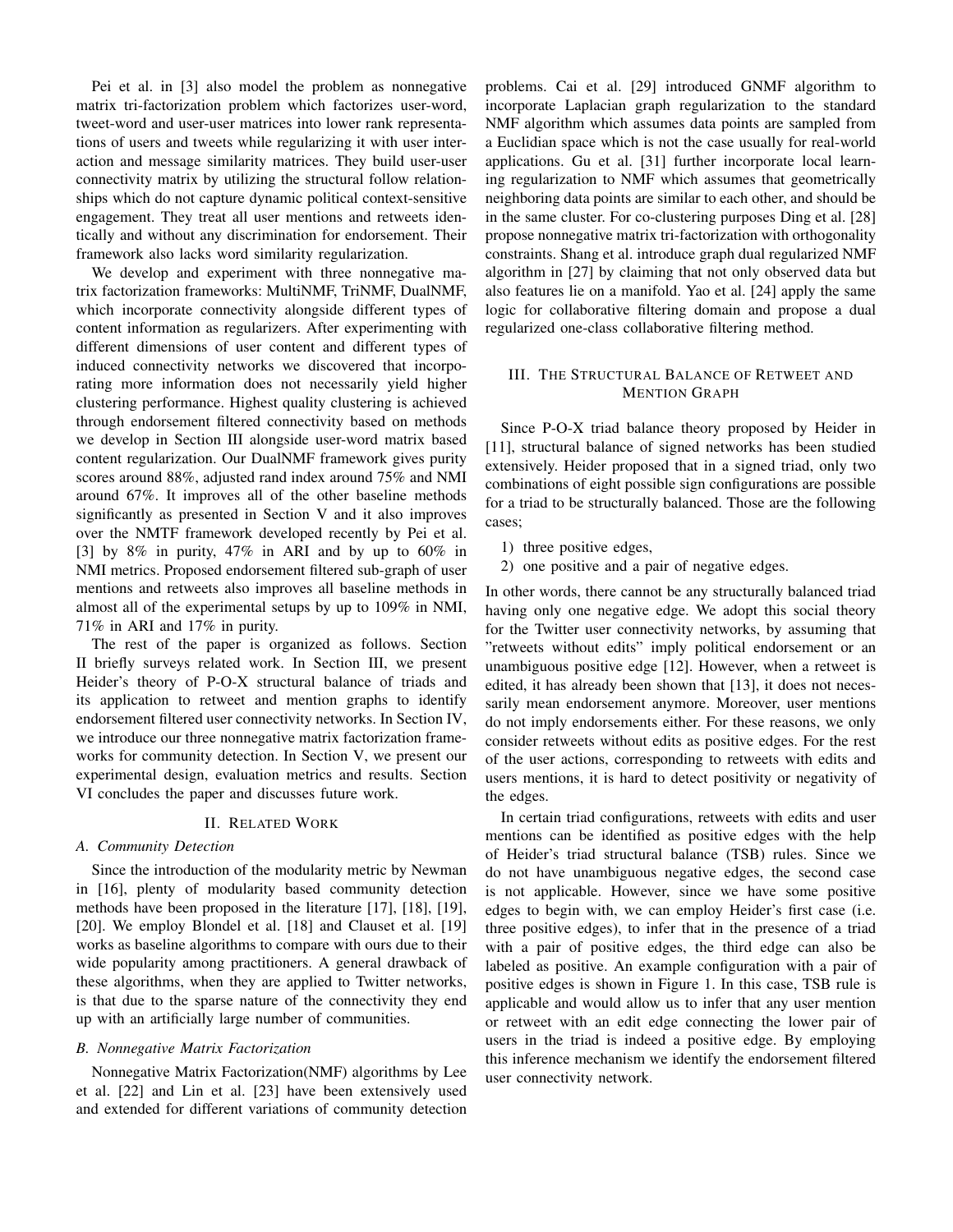Pei et al. in [3] also model the problem as nonnegative matrix tri-factorization problem which factorizes user-word, tweet-word and user-user matrices into lower rank representations of users and tweets while regularizing it with user interaction and message similarity matrices. They build user-user connectivity matrix by utilizing the structural follow relationships which do not capture dynamic political context-sensitive engagement. They treat all user mentions and retweets identically and without any discrimination for endorsement. Their framework also lacks word similarity regularization.

We develop and experiment with three nonnegative matrix factorization frameworks: MultiNMF, TriNMF, DualNMF, which incorporate connectivity alongside different types of content information as regularizers. After experimenting with different dimensions of user content and different types of induced connectivity networks we discovered that incorporating more information does not necessarily yield higher clustering performance. Highest quality clustering is achieved through endorsement filtered connectivity based on methods we develop in Section III alongside user-word matrix based content regularization. Our DualNMF framework gives purity scores around 88%, adjusted rand index around 75% and NMI around 67%. It improves all of the other baseline methods significantly as presented in Section V and it also improves over the NMTF framework developed recently by Pei et al. [3] by 8% in purity, 47% in ARI and by up to 60% in NMI metrics. Proposed endorsement filtered sub-graph of user mentions and retweets also improves all baseline methods in almost all of the experimental setups by up to 109% in NMI, 71% in ARI and 17% in purity.

The rest of the paper is organized as follows. Section II briefly surveys related work. In Section III, we present Heider's theory of P-O-X structural balance of triads and its application to retweet and mention graphs to identify endorsement filtered user connectivity networks. In Section IV, we introduce our three nonnegative matrix factorization frameworks for community detection. In Section V, we present our experimental design, evaluation metrics and results. Section VI concludes the paper and discusses future work.

## II. Related Work

### A. Community Detection

Since the introduction of the modularity metric by Newman in [16], plenty of modularity based community detection methods have been proposed in the literature [17], [18], [19], [20]. We employ Blondel et al. [18] and Clauset et al. [19] works as baseline algorithms to compare with ours due to their wide popularity among practitioners. A general drawback of these algorithms, when they are applied to Twitter networks, is that due to the sparse nature of the connectivity they end up with an artificially large number of communities.

### B. Nonnegative Matrix Factorization

Nonnegative Matrix Factorization(NMF) algorithms by Lee et al. [22] and Lin et al. [23] have been extensively used and extended for different variations of community detection problems. Cai et al. [29] introduced GNMF algorithm to incorporate Laplacian graph regularization to the standard NMF algorithm which assumes data points are sampled from a Euclidian space which is not the case usually for real-world applications. Gu et al. [31] further incorporate local learning regularization to NMF which assumes that geometrically neighboring data points are similar to each other, and should be in the same cluster. For co-clustering purposes Ding et al. [28] propose nonnegative matrix tri-factorization with orthogonality constraints. Shang et al. introduce graph dual regularized NMF algorithm in [27] by claiming that not only observed data but also features lie on a manifold. Yao et al. [24] apply the same logic for collaborative filtering domain and propose a dual regularized one-class collaborative filtering method.

## III. The Structural Balance of Retweet and Mention Graph

Since P-O-X triad balance theory proposed by Heider in [11], structural balance of signed networks has been studied extensively. Heider proposed that in a signed triad, only two combinations of eight possible sign configurations are possible for a triad to be structurally balanced. Those are the following cases;

1) three positive edges,
2) one positive and a pair of negative edges.

In other words, there cannot be any structurally balanced triad having only one negative edge. We adopt this social theory for the Twitter user connectivity networks, by assuming that "retweets without edits" imply political endorsement or an unambiguous positive edge [12]. However, when a retweet is edited, it has already been shown that [13], it does not necessarily mean endorsement anymore. Moreover, user mentions do not imply endorsements either. For these reasons, we only consider retweets without edits as positive edges. For the rest of the user actions, corresponding to retweets with edits and users mentions, it is hard to detect positivity or negativity of the edges.

In certain triad configurations, retweets with edits and user mentions can be identified as positive edges with the help of Heider's triad structural balance (TSB) rules. Since we do not have unambiguous negative edges, the second case is not applicable. However, since we have some positive edges to begin with, we can employ Heider's first case (i.e. three positive edges), to infer that in the presence of a triad with a pair of positive edges, the third edge can also be labeled as positive. An example configuration with a pair of positive edges is shown in Figure 1. In this case, TSB rule is applicable and would allow us to infer that any user mention or retweet with an edit edge connecting the lower pair of users in the triad is indeed a positive edge. By employing this inference mechanism we identify the endorsement filtered user connectivity network.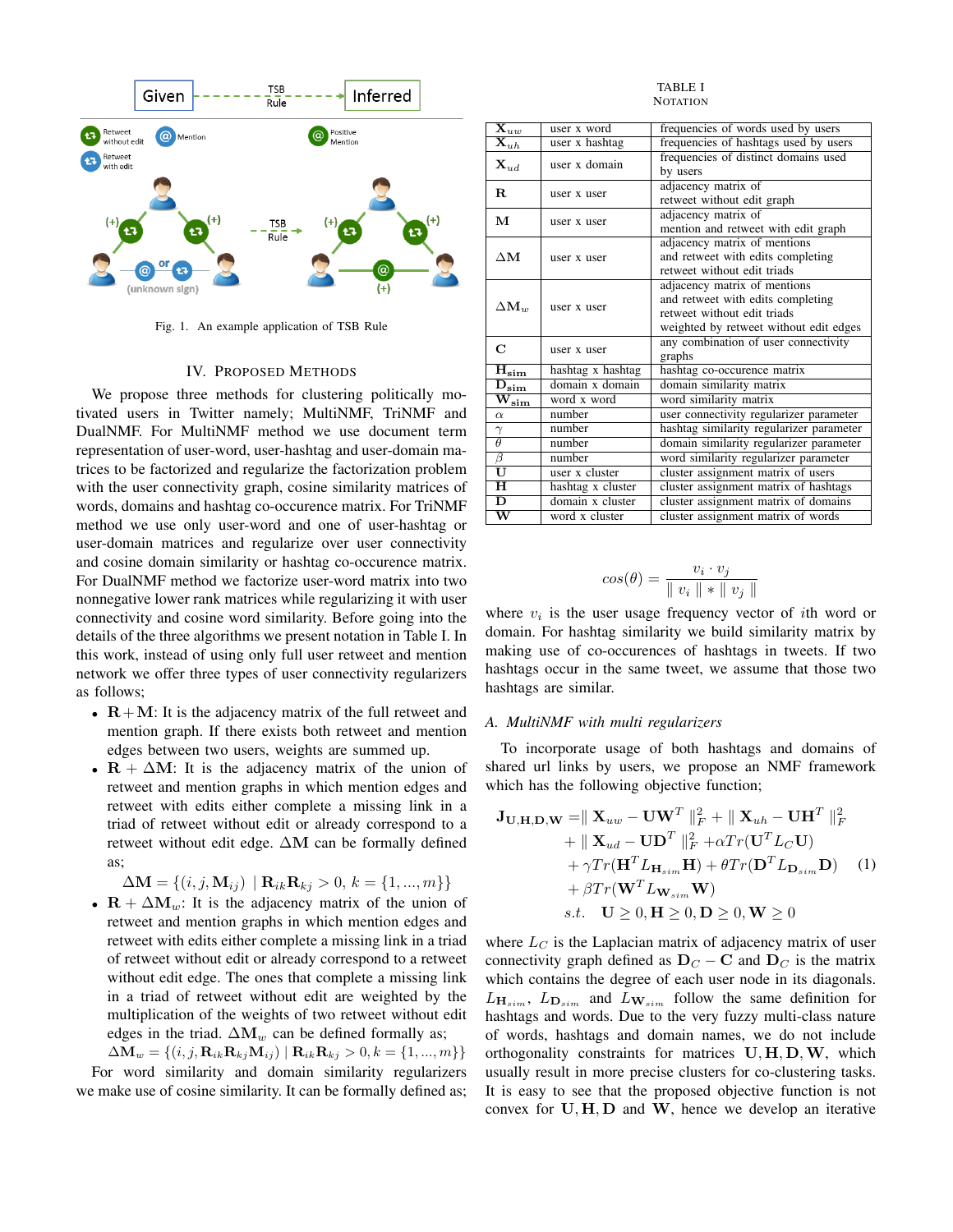Fig. 1. An example application of TSB Rule

## IV. Proposed Methods

We propose three methods for clustering politically motivated users in Twitter namely; MultiNMF, TriNMF and DualNMF. For MultiNMF method we use document term representation of user-word, user-hashtag and user-domain matrices to be factorized and regularize the factorization problem with the user connectivity graph, cosine similarity matrices of words, domains and hashtag co-occurence matrix. For TriNMF method we use only user-word and one of user-hashtag or user-domain matrices and regularize over user connectivity and cosine domain similarity or hashtag co-occurence matrix. For DualNMF method we factorize user-word matrix into two nonnegative lower rank matrices while regularizing it with user connectivity and cosine word similarity. Before going into the details of the three algorithms we present notation in Table I. In this work, instead of using only full user retweet and mention network we offer three types of user connectivity regularizers as follows;

- $\mathbf{R}+\mathbf{M}$: It is the adjacency matrix of the full retweet and mention graph. If there exists both retweet and mention edges between two users, weights are summed up.
- $\mathbf{R}+\Delta\mathbf{M}$: It is the adjacency matrix of the union of retweet and mention graphs in which mention edges and retweet with edits either complete a missing link in a triad of retweet without edit or already correspond to a retweet without edit edge. $\Delta\mathbf{M}$ can be formally defined as;
$$\Delta\mathbf{M} = \{(i,j,\mathbf{M}_{ij}) \mid \mathbf{R}_{ik}\mathbf{R}_{kj} > 0,\ k = \{1,...,m\}\}$$
- $\mathbf{R}+\Delta\mathbf{M}_w$: It is the adjacency matrix of the union of retweet and mention graphs in which mention edges and retweet with edits either complete a missing link in a triad of retweet without edit or already correspond to a retweet without edit edge. The ones that complete a missing link in a triad of retweet without edit are weighted by the multiplication of the weights of two retweet without edit edges in the triad. $\Delta\mathbf{M}_w$ can be defined formally as;
$$\Delta\mathbf{M}_w = \{(i,j,\mathbf{R}_{ik}\mathbf{R}_{kj}\mathbf{M}_{ij}) \mid \mathbf{R}_{ik}\mathbf{R}_{kj} > 0, k = \{1,...,m\}\}$$

For word similarity and domain similarity regularizers we make use of cosine similarity. It can be formally defined as;

TABLE I
Notation

| | | |
|---|---|---|
| $\mathbf{X}_{uw}$ | user x word | frequencies of words used by users |
| $\mathbf{X}_{uh}$ | user x hashtag | frequencies of hashtags used by users |
| $\mathbf{X}_{ud}$ | user x domain | frequencies of distinct domains used by users |
| $\mathbf{R}$ | user x user | adjacency matrix of retweet without edit graph |
| $\mathbf{M}$ | user x user | adjacency matrix of mention and retweet with edit graph |
| $\Delta\mathbf{M}$ | user x user | adjacency matrix of mentions and retweet with edits completing retweet without edit triads |
| $\Delta\mathbf{M}_w$ | user x user | adjacency matrix of mentions and retweet with edits completing retweet without edit triads weighted by retweet without edit edges |
| $\mathbf{C}$ | user x user | any combination of user connectivity graphs |
| $\mathbf{H_{sim}}$ | hashtag x hashtag | hashtag co-occurence matrix |
| $\mathbf{D_{sim}}$ | domain x domain | domain similarity matrix |
| $\mathbf{W_{sim}}$ | word x word | word similarity matrix |
| $\alpha$ | number | user connectivity regularizer parameter |
| $\gamma$ | number | hashtag similarity regularizer parameter |
| $\theta$ | number | domain similarity regularizer parameter |
| $\beta$ | number | word similarity regularizer parameter |
| $\mathbf{U}$ | user x cluster | cluster assignment matrix of users |
| $\mathbf{H}$ | hashtag x cluster | cluster assignment matrix of hashtags |
| $\mathbf{D}$ | domain x cluster | cluster assignment matrix of domains |
| $\mathbf{W}$ | word x cluster | cluster assignment matrix of words |

$$cos(\theta) = \frac{v_i \cdot v_j}{\parallel v_i \parallel * \parallel v_j \parallel}$$

where $v_i$ is the user usage frequency vector of $i$th word or domain. For hashtag similarity we build similarity matrix by making use of co-occurences of hashtags in tweets. If two hashtags occur in the same tweet, we assume that those two hashtags are similar.

### A. MultiNMF with multi regularizers

To incorporate usage of both hashtags and domains of shared url links by users, we propose an NMF framework which has the following objective function;

$$\begin{aligned}
\mathbf{J_{U,H,D,W}} =& \parallel \mathbf{X}_{uw} - \mathbf{U}\mathbf{W}^T \parallel_F^2 + \parallel \mathbf{X}_{uh} - \mathbf{U}\mathbf{H}^T \parallel_F^2 \\
&+ \parallel \mathbf{X}_{ud} - \mathbf{U}\mathbf{D}^T \parallel_F^2 + \alpha Tr(\mathbf{U}^T L_C \mathbf{U}) \\
&+ \gamma Tr(\mathbf{H}^T L_{\mathbf{H}_{sim}} \mathbf{H}) + \theta Tr(\mathbf{D}^T L_{\mathbf{D}_{sim}} \mathbf{D}) \\
&+ \beta Tr(\mathbf{W}^T L_{\mathbf{W}_{sim}} \mathbf{W}) \\
s.t.\ \ & \mathbf{U} \geq 0, \mathbf{H} \geq 0, \mathbf{D} \geq 0, \mathbf{W} \geq 0
\end{aligned} \tag{1}$$

where $L_C$ is the Laplacian matrix of adjacency matrix of user connectivity graph defined as $\mathbf{D}_C - \mathbf{C}$ and $\mathbf{D}_C$ is the matrix which contains the degree of each user node in its diagonals. $L_{\mathbf{H}_{sim}}$, $L_{\mathbf{D}_{sim}}$ and $L_{\mathbf{W}_{sim}}$ follow the same definition for hashtags and words. Due to the very fuzzy multi-class nature of words, hashtags and domain names, we do not include orthogonality constraints for matrices $\mathbf{U}, \mathbf{H}, \mathbf{D}, \mathbf{W}$, which usually result in more precise clusters for co-clustering tasks. It is easy to see that the proposed objective function is not convex for $\mathbf{U}, \mathbf{H}, \mathbf{D}$ and $\mathbf{W}$, hence we develop an iterative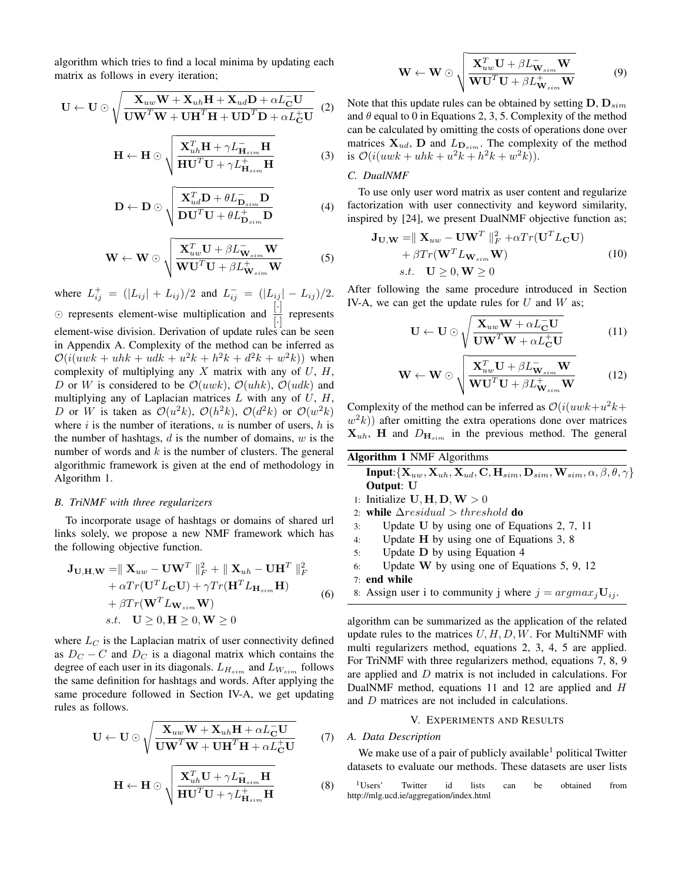algorithm which tries to find a local minima by updating each matrix as follows in every iteration;

$$\mathbf{U} \leftarrow \mathbf{U} \odot \sqrt{\frac{\mathbf{X}_{uw}\mathbf{W} + \mathbf{X}_{uh}\mathbf{H} + \mathbf{X}_{ud}\mathbf{D} + \alpha L_{\mathbf{C}}^{-}\mathbf{U}}{\mathbf{U}\mathbf{W}^T\mathbf{W} + \mathbf{U}\mathbf{H}^T\mathbf{H} + \mathbf{U}\mathbf{D}^T\mathbf{D} + \alpha L_{\mathbf{C}}^{+}\mathbf{U}}} \quad (2)$$

$$\mathbf{H} \leftarrow \mathbf{H} \odot \sqrt{\frac{\mathbf{X}_{uh}^T\mathbf{H} + \gamma L_{\mathbf{H}_{sim}}^{-}\mathbf{H}}{\mathbf{H}\mathbf{U}^T\mathbf{U} + \gamma L_{\mathbf{H}_{sim}}^{+}\mathbf{H}}} \quad (3)$$

$$\mathbf{D} \leftarrow \mathbf{D} \odot \sqrt{\frac{\mathbf{X}_{ud}^T\mathbf{D} + \theta L_{\mathbf{D}_{sim}}^{-}\mathbf{D}}{\mathbf{D}\mathbf{U}^T\mathbf{U} + \theta L_{\mathbf{D}_{sim}}^{+}\mathbf{D}}} \quad (4)$$

$$\mathbf{W} \leftarrow \mathbf{W} \odot \sqrt{\frac{\mathbf{X}_{uw}^T\mathbf{U} + \beta L_{\mathbf{W}_{sim}}^{-}\mathbf{W}}{\mathbf{W}\mathbf{U}^T\mathbf{U} + \beta L_{\mathbf{W}_{sim}}^{+}\mathbf{W}}} \quad (5)$$

where $L_{ij}^{+} = (|L_{ij}| + L_{ij})/2$ and $L_{ij}^{-} = (|L_{ij}| - L_{ij})/2$. $\odot$ represents element-wise multiplication and $\frac{[\cdot]}{[\cdot]}$ represents element-wise division. Derivation of update rules can be seen in Appendix A. Complexity of the method can be inferred as $\mathcal{O}(i(uwk + uhk + udk + u^2k + h^2k + d^2k + w^2k))$ when complexity of multiplying any $X$ matrix with any of $U$, $H$, $D$ or $W$ is considered to be $\mathcal{O}(uwk)$, $\mathcal{O}(uhk)$, $\mathcal{O}(udk)$ and multiplying any of Laplacian matrices $L$ with any of $U$, $H$, $D$ or $W$ is taken as $\mathcal{O}(u^2k)$, $\mathcal{O}(h^2k)$, $\mathcal{O}(d^2k)$ or $\mathcal{O}(w^2k)$ where $i$ is the number of iterations, $u$ is number of users, $h$ is the number of hashtags, $d$ is the number of domains, $w$ is the number of words and $k$ is the number of clusters. The general algorithmic framework is given at the end of methodology in Algorithm 1.

### *B. TriNMF with three regularizers*

To incorporate usage of hashtags or domains of shared url links solely, we propose a new NMF framework which has the following objective function.

$$\begin{aligned}
\mathbf{J}_{\mathbf{U},\mathbf{H},\mathbf{W}} =& \| \mathbf{X}_{uw} - \mathbf{U}\mathbf{W}^T \|_F^2 + \| \mathbf{X}_{uh} - \mathbf{U}\mathbf{H}^T \|_F^2 \\
&+ \alpha Tr(\mathbf{U}^T L_{\mathbf{C}}\mathbf{U}) + \gamma Tr(\mathbf{H}^T L_{\mathbf{H}_{sim}}\mathbf{H}) \\
&+ \beta Tr(\mathbf{W}^T L_{\mathbf{W}_{sim}}\mathbf{W}) \\
&s.t. \quad \mathbf{U} \geq 0, \mathbf{H} \geq 0, \mathbf{W} \geq 0
\end{aligned} \quad (6)$$

where $L_C$ is the Laplacian matrix of user connectivity defined as $D_C - C$ and $D_C$ is a diagonal matrix which contains the degree of each user in its diagonals. $L_{H_{sim}}$ and $L_{W_{sim}}$ follows the same definition for hashtags and words. After applying the same procedure followed in Section IV-A, we get updating rules as follows.

$$\mathbf{U} \leftarrow \mathbf{U} \odot \sqrt{\frac{\mathbf{X}_{uw}\mathbf{W} + \mathbf{X}_{uh}\mathbf{H} + \alpha L_{\mathbf{C}}^{-}\mathbf{U}}{\mathbf{U}\mathbf{W}^T\mathbf{W} + \mathbf{U}\mathbf{H}^T\mathbf{H} + \alpha L_{\mathbf{C}}^{+}\mathbf{U}}} \quad (7)$$

$$\mathbf{H} \leftarrow \mathbf{H} \odot \sqrt{\frac{\mathbf{X}_{uh}^T\mathbf{U} + \gamma L_{\mathbf{H}_{sim}}^{-}\mathbf{H}}{\mathbf{H}\mathbf{U}^T\mathbf{U} + \gamma L_{\mathbf{H}_{sim}}^{+}\mathbf{H}}} \quad (8)$$

$$\mathbf{W} \leftarrow \mathbf{W} \odot \sqrt{\frac{\mathbf{X}_{uw}^T\mathbf{U} + \beta L_{\mathbf{W}_{sim}}^{-}\mathbf{W}}{\mathbf{W}\mathbf{U}^T\mathbf{U} + \beta L_{\mathbf{W}_{sim}}^{+}\mathbf{W}}} \quad (9)$$

Note that this update rules can be obtained by setting $\mathbf{D}$, $\mathbf{D}_{sim}$ and $\theta$ equal to 0 in Equations 2, 3, 5. Complexity of the method can be calculated by omitting the costs of operations done over matrices $\mathbf{X}_{ud}$, $\mathbf{D}$ and $L_{\mathbf{D}_{sim}}$. The complexity of the method is $\mathcal{O}(i(uwk + uhk + u^2k + h^2k + w^2k))$.

### *C. DualNMF*

To use only user word matrix as user content and regularize factorization with user connectivity and keyword similarity, inspired by [24], we present DualNMF objective function as;

$$\begin{aligned}
\mathbf{J}_{\mathbf{U},\mathbf{W}} =& \| \mathbf{X}_{uw} - \mathbf{U}\mathbf{W}^T \|_F^2 + \alpha Tr(\mathbf{U}^T L_{\mathbf{C}}\mathbf{U}) \\
&+ \beta Tr(\mathbf{W}^T L_{\mathbf{W}_{sim}}\mathbf{W}) \\
&s.t. \quad \mathbf{U} \geq 0, \mathbf{W} \geq 0
\end{aligned} \quad (10)$$

After following the same procedure introduced in Section IV-A, we can get the update rules for $U$ and $W$ as;

$$\mathbf{U} \leftarrow \mathbf{U} \odot \sqrt{\frac{\mathbf{X}_{uw}\mathbf{W} + \alpha L_{\mathbf{C}}^{-}\mathbf{U}}{\mathbf{U}\mathbf{W}^T\mathbf{W} + \alpha L_{\mathbf{C}}^{+}\mathbf{U}}} \quad (11)$$

$$\mathbf{W} \leftarrow \mathbf{W} \odot \sqrt{\frac{\mathbf{X}_{uw}^T\mathbf{U} + \beta L_{\mathbf{W}_{sim}}^{-}\mathbf{W}}{\mathbf{W}\mathbf{U}^T\mathbf{U} + \beta L_{\mathbf{W}_{sim}}^{+}\mathbf{W}}} \quad (12)$$

Complexity of the method can be inferred as $\mathcal{O}(i(uwk+u^2k+w^2k))$ after omitting the extra operations done over matrices $\mathbf{X}_{uh}$, $\mathbf{H}$ and $D_{\mathbf{H}_{sim}}$ in the previous method. The general algorithm can be summarized as the application of the related update rules to the matrices $U, H, D, W$. For MultiNMF with multi regularizers method, equations 2, 3, 4, 5 are applied. For TriNMF with three regularizers method, equations 7, 8, 9 are applied and $D$ matrix is not included in calculations. For DualNMF method, equations 11 and 12 are applied and $H$ and $D$ matrices are not included in calculations.

**Algorithm 1** NMF Algorithms

**Input**:$\{\mathbf{X}_{uw}, \mathbf{X}_{uh}, \mathbf{X}_{ud}, \mathbf{C}, \mathbf{H}_{sim}, \mathbf{D}_{sim}, \mathbf{W}_{sim}, \alpha, \beta, \theta, \gamma\}$
**Output**: $\mathbf{U}$

1: Initialize $\mathbf{U}, \mathbf{H}, \mathbf{D}, \mathbf{W} > 0$
2: **while** $\Delta residual > threshold$ **do**
3: Update $\mathbf{U}$ by using one of Equations 2, 7, 11
4: Update $\mathbf{H}$ by using one of Equations 3, 8
5: Update $\mathbf{D}$ by using Equation 4
6: Update $\mathbf{W}$ by using one of Equations 5, 9, 12
7: **end while**
8: Assign user i to community j where $j = argmax_j \mathbf{U}_{ij}$.

## V. Experiments and Results

### *A. Data Description*

We make use of a pair of publicly available[1] political Twitter datasets to evaluate our methods. These datasets are user lists

[1] Users' Twitter id lists can be obtained from http://mlg.ucd.ie/aggregation/index.html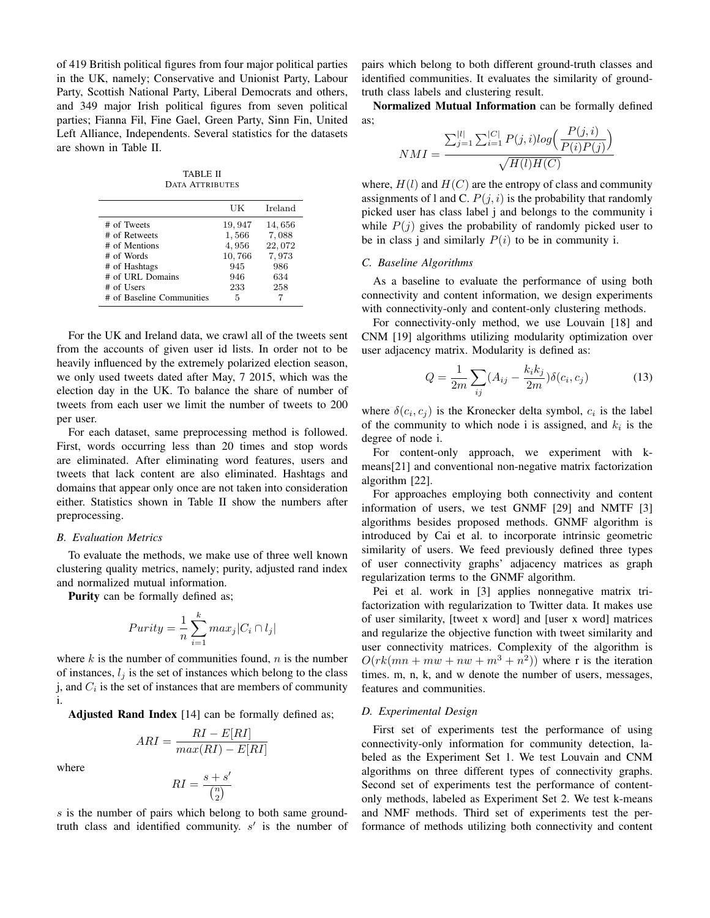of 419 British political figures from four major political parties in the UK, namely; Conservative and Unionist Party, Labour Party, Scottish National Party, Liberal Democrats and others, and 349 major Irish political figures from seven political parties; Fianna Fil, Fine Gael, Green Party, Sinn Fin, United Left Alliance, Independents. Several statistics for the datasets are shown in Table II.

TABLE II
DATA ATTRIBUTES

| | UK | Ireland |
|---|---|---|
| # of Tweets | 19,947 | 14,656 |
| # of Retweets | 1,566 | 7,088 |
| # of Mentions | 4,956 | 22,072 |
| # of Words | 10,766 | 7,973 |
| # of Hashtags | 945 | 986 |
| # of URL Domains | 946 | 634 |
| # of Users | 233 | 258 |
| # of Baseline Communities | 5 | 7 |

For the UK and Ireland data, we crawl all of the tweets sent from the accounts of given user id lists. In order not to be heavily influenced by the extremely polarized election season, we only used tweets dated after May, 7 2015, which was the election day in the UK. To balance the share of number of tweets from each user we limit the number of tweets to 200 per user.

For each dataset, same preprocessing method is followed. First, words occurring less than 20 times and stop words are eliminated. After eliminating word features, users and tweets that lack content are also eliminated. Hashtags and domains that appear only once are not taken into consideration either. Statistics shown in Table II show the numbers after preprocessing.

### *B. Evaluation Metrics*

To evaluate the methods, we make use of three well known clustering quality metrics, namely; purity, adjusted rand index and normalized mutual information.

**Purity** can be formally defined as;

$$Purity = \frac{1}{n}\sum_{i=1}^{k} max_j |C_i \cap l_j|$$

where $k$ is the number of communities found, $n$ is the number of instances, $l_j$ is the set of instances which belong to the class j, and $C_i$ is the set of instances that are members of community i.

**Adjusted Rand Index** [14] can be formally defined as;

$$ARI = \frac{RI - E[RI]}{max(RI) - E[RI]}$$

where

$$RI = \frac{s + s'}{\binom{n}{2}}$$

$s$ is the number of pairs which belong to both same ground-truth class and identified community. $s'$ is the number of pairs which belong to both different ground-truth classes and identified communities. It evaluates the similarity of ground-truth class labels and clustering result.

**Normalized Mutual Information** can be formally defined as;

$$NMI = \frac{\sum_{j=1}^{|l|}\sum_{i=1}^{|C|} P(j,i) log\Big(\frac{P(j,i)}{P(i)P(j)}\Big)}{\sqrt{H(l)H(C)}}$$

where, $H(l)$ and $H(C)$ are the entropy of class and community assignments of l and C. $P(j,i)$ is the probability that randomly picked user has class label j and belongs to the community i while $P(j)$ gives the probability of randomly picked user to be in class j and similarly $P(i)$ to be in community i.

### *C. Baseline Algorithms*

As a baseline to evaluate the performance of using both connectivity and content information, we design experiments with connectivity-only and content-only clustering methods.

For connectivity-only method, we use Louvain [18] and CNM [19] algorithms utilizing modularity optimization over user adjacency matrix. Modularity is defined as:

$$Q = \frac{1}{2m}\sum_{ij}(A_{ij} - \frac{k_i k_j}{2m})\delta(c_i, c_j) \tag{13}$$

where $\delta(c_i, c_j)$ is the Kronecker delta symbol, $c_i$ is the label of the community to which node i is assigned, and $k_i$ is the degree of node i.

For content-only approach, we experiment with k-means[21] and conventional non-negative matrix factorization algorithm [22].

For approaches employing both connectivity and content information of users, we test GNMF [29] and NMTF [3] algorithms besides proposed methods. GNMF algorithm is introduced by Cai et al. to incorporate intrinsic geometric similarity of users. We feed previously defined three types of user connectivity graphs' adjacency matrices as graph regularization terms to the GNMF algorithm.

Pei et al. work in [3] applies nonnegative matrix tri-factorization with regularization to Twitter data. It makes use of user similarity, [tweet x word] and [user x word] matrices and regularize the objective function with tweet similarity and user connectivity matrices. Complexity of the algorithm is $O(rk(mn + mw + nw + m^3 + n^2))$ where r is the iteration times. m, n, k, and w denote the number of users, messages, features and communities.

### *D. Experimental Design*

First set of experiments test the performance of using connectivity-only information for community detection, labeled as the Experiment Set 1. We test Louvain and CNM algorithms on three different types of connectivity graphs. Second set of experiments test the performance of content-only methods, labeled as Experiment Set 2. We test k-means and NMF methods. Third set of experiments test the performance of methods utilizing both connectivity and content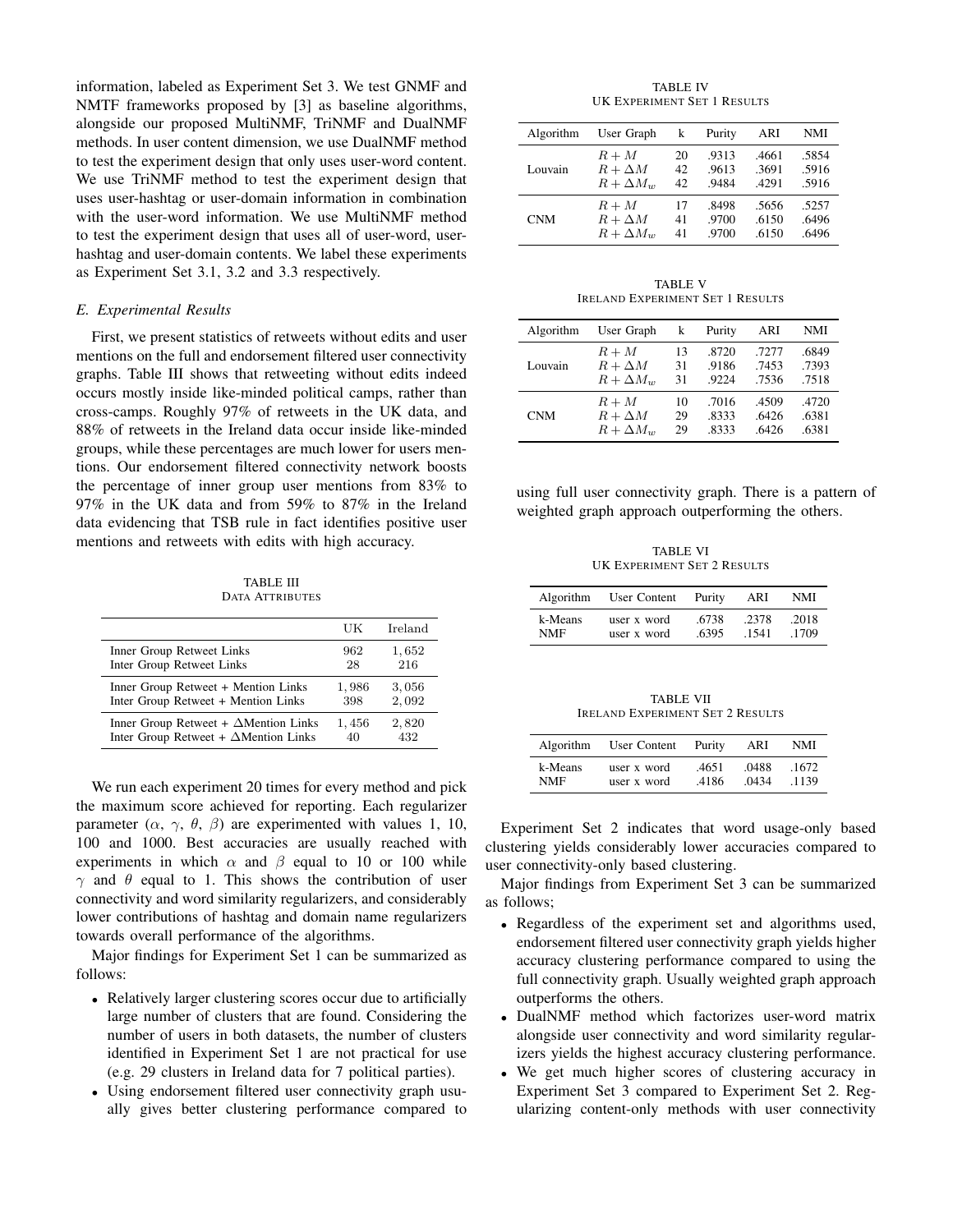information, labeled as Experiment Set 3. We test GNMF and NMTF frameworks proposed by [3] as baseline algorithms, alongside our proposed MultiNMF, TriNMF and DualNMF methods. In user content dimension, we use DualNMF method to test the experiment design that only uses user-word content. We use TriNMF method to test the experiment design that uses user-hashtag or user-domain information in combination with the user-word information. We use MultiNMF method to test the experiment design that uses all of user-word, user-hashtag and user-domain contents. We label these experiments as Experiment Set 3.1, 3.2 and 3.3 respectively.

### E. Experimental Results

First, we present statistics of retweets without edits and user mentions on the full and endorsement filtered user connectivity graphs. Table III shows that retweeting without edits indeed occurs mostly inside like-minded political camps, rather than cross-camps. Roughly 97% of retweets in the UK data, and 88% of retweets in the Ireland data occur inside like-minded groups, while these percentages are much lower for users mentions. Our endorsement filtered connectivity network boosts the percentage of inner group user mentions from 83% to 97% in the UK data and from 59% to 87% in the Ireland data evidencing that TSB rule in fact identifies positive user mentions and retweets with edits with high accuracy.

TABLE III
DATA ATTRIBUTES

| | UK | Ireland |
|---|---|---|
| Inner Group Retweet Links | 962 | 1,652 |
| Inter Group Retweet Links | 28 | 216 |
| Inner Group Retweet + Mention Links | 1,986 | 3,056 |
| Inter Group Retweet + Mention Links | 398 | 2,092 |
| Inner Group Retweet + $\Delta$Mention Links | 1,456 | 2,820 |
| Inter Group Retweet + $\Delta$Mention Links | 40 | 432 |

We run each experiment 20 times for every method and pick the maximum score achieved for reporting. Each regularizer parameter ($\alpha$, $\gamma$, $\theta$, $\beta$) are experimented with values 1, 10, 100 and 1000. Best accuracies are usually reached with experiments in which $\alpha$ and $\beta$ equal to 10 or 100 while $\gamma$ and $\theta$ equal to 1. This shows the contribution of user connectivity and word similarity regularizers, and considerably lower contributions of hashtag and domain name regularizers towards overall performance of the algorithms.

Major findings for Experiment Set 1 can be summarized as follows:

- Relatively larger clustering scores occur due to artificially large number of clusters that are found. Considering the number of users in both datasets, the number of clusters identified in Experiment Set 1 are not practical for use (e.g. 29 clusters in Ireland data for 7 political parties).
- Using endorsement filtered user connectivity graph usually gives better clustering performance compared to using full user connectivity graph. There is a pattern of weighted graph approach outperforming the others.

TABLE IV
UK EXPERIMENT SET 1 RESULTS

| Algorithm | User Graph | k | Purity | ARI | NMI |
|---|---|---|---|---|---|
| Louvain | $R + M$ | 20 | .9313 | .4661 | .5854 |
| | $R + \Delta M$ | 42 | .9613 | .3691 | .5916 |
| | $R + \Delta M_w$ | 42 | .9484 | .4291 | .5916 |
| CNM | $R + M$ | 17 | .8498 | .5656 | .5257 |
| | $R + \Delta M$ | 41 | .9700 | .6150 | .6496 |
| | $R + \Delta M_w$ | 41 | .9700 | .6150 | .6496 |

TABLE V
IRELAND EXPERIMENT SET 1 RESULTS

| Algorithm | User Graph | k | Purity | ARI | NMI |
|---|---|---|---|---|---|
| Louvain | $R + M$ | 13 | .8720 | .7277 | .6849 |
| | $R + \Delta M$ | 31 | .9186 | .7453 | .7393 |
| | $R + \Delta M_w$ | 31 | .9224 | .7536 | .7518 |
| CNM | $R + M$ | 10 | .7016 | .4509 | .4720 |
| | $R + \Delta M$ | 29 | .8333 | .6426 | .6381 |
| | $R + \Delta M_w$ | 29 | .8333 | .6426 | .6381 |

TABLE VI
UK EXPERIMENT SET 2 RESULTS

| Algorithm | User Content | Purity | ARI | NMI |
|---|---|---|---|---|
| k-Means | user x word | .6738 | .2378 | .2018 |
| NMF | user x word | .6395 | .1541 | .1709 |

TABLE VII
IRELAND EXPERIMENT SET 2 RESULTS

| Algorithm | User Content | Purity | ARI | NMI |
|---|---|---|---|---|
| k-Means | user x word | .4651 | .0488 | .1672 |
| NMF | user x word | .4186 | .0434 | .1139 |

Experiment Set 2 indicates that word usage-only based clustering yields considerably lower accuracies compared to user connectivity-only based clustering.

Major findings from Experiment Set 3 can be summarized as follows;

- Regardless of the experiment set and algorithms used, endorsement filtered user connectivity graph yields higher accuracy clustering performance compared to using the full connectivity graph. Usually weighted graph approach outperforms the others.
- DualNMF method which factorizes user-word matrix alongside user connectivity and word similarity regularizers yields the highest accuracy clustering performance.
- We get much higher scores of clustering accuracy in Experiment Set 3 compared to Experiment Set 2. Regularizing content-only methods with user connectivity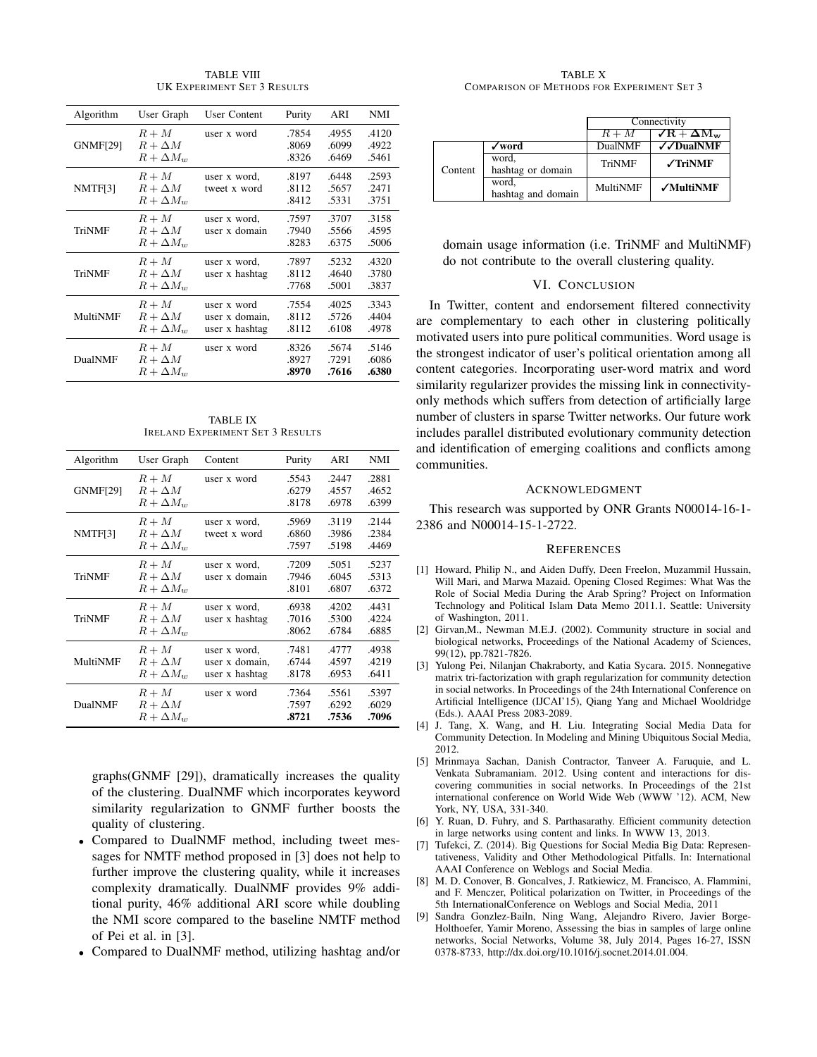TABLE VIII
UK EXPERIMENT SET 3 RESULTS

| Algorithm | User Graph | User Content | Purity | ARI | NMI |
|---|---|---|---|---|---|
| GNMF[29] | $R+M$ | user x word | .7854 | .4955 | .4120 |
| | $R+\Delta M$ | | .8069 | .6099 | .4922 |
| | $R+\Delta M_w$ | | .8326 | .6469 | .5461 |
| NMTF[3] | $R+M$ | user x word, | .8197 | .6448 | .2593 |
| | $R+\Delta M$ | tweet x word | .8112 | .5657 | .2471 |
| | $R+\Delta M_w$ | | .8412 | .5331 | .3751 |
| TriNMF | $R+M$ | user x word, | .7597 | .3707 | .3158 |
| | $R+\Delta M$ | user x domain | .7940 | .5566 | .4595 |
| | $R+\Delta M_w$ | | .8283 | .6375 | .5006 |
| TriNMF | $R+M$ | user x word, | .7897 | .5232 | .4320 |
| | $R+\Delta M$ | user x hashtag | .8112 | .4640 | .3780 |
| | $R+\Delta M_w$ | | .7768 | .5001 | .3837 |
| MultiNMF | $R+M$ | user x word | .7554 | .4025 | .3343 |
| | $R+\Delta M$ | user x domain, | .8112 | .5726 | .4404 |
| | $R+\Delta M_w$ | user x hashtag | .8112 | .6108 | .4978 |
| DualNMF | $R+M$ | user x word | .8326 | .5674 | .5146 |
| | $R+\Delta M$ | | .8927 | .7291 | .6086 |
| | $R+\Delta M_w$ | | **.8970** | **.7616** | **.6380** |

TABLE IX
IRELAND EXPERIMENT SET 3 RESULTS

| Algorithm | User Graph | Content | Purity | ARI | NMI |
|---|---|---|---|---|---|
| GNMF[29] | $R+M$ | user x word | .5543 | .2447 | .2881 |
| | $R+\Delta M$ | | .6279 | .4557 | .4652 |
| | $R+\Delta M_w$ | | .8178 | .6978 | .6399 |
| NMTF[3] | $R+M$ | user x word, | .5969 | .3119 | .2144 |
| | $R+\Delta M$ | tweet x word | .6860 | .3986 | .2384 |
| | $R+\Delta M_w$ | | .7597 | .5198 | .4469 |
| TriNMF | $R+M$ | user x word, | .7209 | .5051 | .5237 |
| | $R+\Delta M$ | user x domain | .7946 | .6045 | .5313 |
| | $R+\Delta M_w$ | | .8101 | .6807 | .6372 |
| TriNMF | $R+M$ | user x word, | .6938 | .4202 | .4431 |
| | $R+\Delta M$ | user x hashtag | .7016 | .5300 | .4224 |
| | $R+\Delta M_w$ | | .8062 | .6784 | .6885 |
| MultiNMF | $R+M$ | user x word, | .7481 | .4777 | .4938 |
| | $R+\Delta M$ | user x domain, | .6744 | .4597 | .4219 |
| | $R+\Delta M_w$ | user x hashtag | .8178 | .6953 | .6411 |
| DualNMF | $R+M$ | user x word | .7364 | .5561 | .5397 |
| | $R+\Delta M$ | | .7597 | .6292 | .6029 |
| | $R+\Delta M_w$ | | **.8721** | **.7536** | **.7096** |

graphs(GNMF [29]), dramatically increases the quality of the clustering. DualNMF which incorporates keyword similarity regularization to GNMF further boosts the quality of clustering.

- Compared to DualNMF method, including tweet messages for NMTF method proposed in [3] does not help to further improve the clustering quality, while it increases complexity dramatically. DualNMF provides 9% additional purity, 46% additional ARI score while doubling the NMI score compared to the baseline NMTF method of Pei et al. in [3].
- Compared to DualNMF method, utilizing hashtag and/or domain usage information (i.e. TriNMF and MultiNMF) do not contribute to the overall clustering quality.

TABLE X
COMPARISON OF METHODS FOR EXPERIMENT SET 3

| | | Connectivity | |
|---|---|---|---|
| | | $R+M$ | ✓$\mathbf{R}+\mathbf{\Delta M_w}$ |
| Content | ✓**word** | DualNMF | ✓✓**DualNMF** |
| | word, hashtag or domain | TriNMF | ✓**TriNMF** |
| | word, hashtag and domain | MultiNMF | ✓**MultiNMF** |

## VI. CONCLUSION

In Twitter, content and endorsement filtered connectivity are complementary to each other in clustering politically motivated users into pure political communities. Word usage is the strongest indicator of user's political orientation among all content categories. Incorporating user-word matrix and word similarity regularizer provides the missing link in connectivity-only methods which suffers from detection of artificially large number of clusters in sparse Twitter networks. Our future work includes parallel distributed evolutionary community detection and identification of emerging coalitions and conflicts among communities.

## ACKNOWLEDGMENT

This research was supported by ONR Grants N00014-16-1-2386 and N00014-15-1-2722.

## REFERENCES

[1] Howard, Philip N., and Aiden Duffy, Deen Freelon, Muzammil Hussain, Will Mari, and Marwa Mazaid. Opening Closed Regimes: What Was the Role of Social Media During the Arab Spring? Project on Information Technology and Political Islam Data Memo 2011.1. Seattle: University of Washington, 2011.

[2] Girvan,M., Newman M.E.J. (2002). Community structure in social and biological networks, Proceedings of the National Academy of Sciences, 99(12), pp.7821-7826.

[3] Yulong Pei, Nilanjan Chakraborty, and Katia Sycara. 2015. Nonnegative matrix tri-factorization with graph regularization for community detection in social networks. In Proceedings of the 24th International Conference on Artificial Intelligence (IJCAI'15), Qiang Yang and Michael Wooldridge (Eds.). AAAI Press 2083-2089.

[4] J. Tang, X. Wang, and H. Liu. Integrating Social Media Data for Community Detection. In Modeling and Mining Ubiquitous Social Media, 2012.

[5] Mrinmaya Sachan, Danish Contractor, Tanveer A. Faruquie, and L. Venkata Subramaniam. 2012. Using content and interactions for discovering communities in social networks. In Proceedings of the 21st international conference on World Wide Web (WWW '12). ACM, New York, NY, USA, 331-340.

[6] Y. Ruan, D. Fuhry, and S. Parthasarathy. Efficient community detection in large networks using content and links. In WWW 13, 2013.

[7] Tufekci, Z. (2014). Big Questions for Social Media Big Data: Representativeness, Validity and Other Methodological Pitfalls. In: International AAAI Conference on Weblogs and Social Media.

[8] M. D. Conover, B. Goncalves, J. Ratkiewicz, M. Francisco, A. Flammini, and F. Menczer, Political polarization on Twitter, in Proceedings of the 5th InternationalConference on Weblogs and Social Media, 2011

[9] Sandra Gonzlez-Bailn, Ning Wang, Alejandro Rivero, Javier Borge-Holthoefer, Yamir Moreno, Assessing the bias in samples of large online networks, Social Networks, Volume 38, July 2014, Pages 16-27, ISSN 0378-8733, http://dx.doi.org/10.1016/j.socnet.2014.01.004.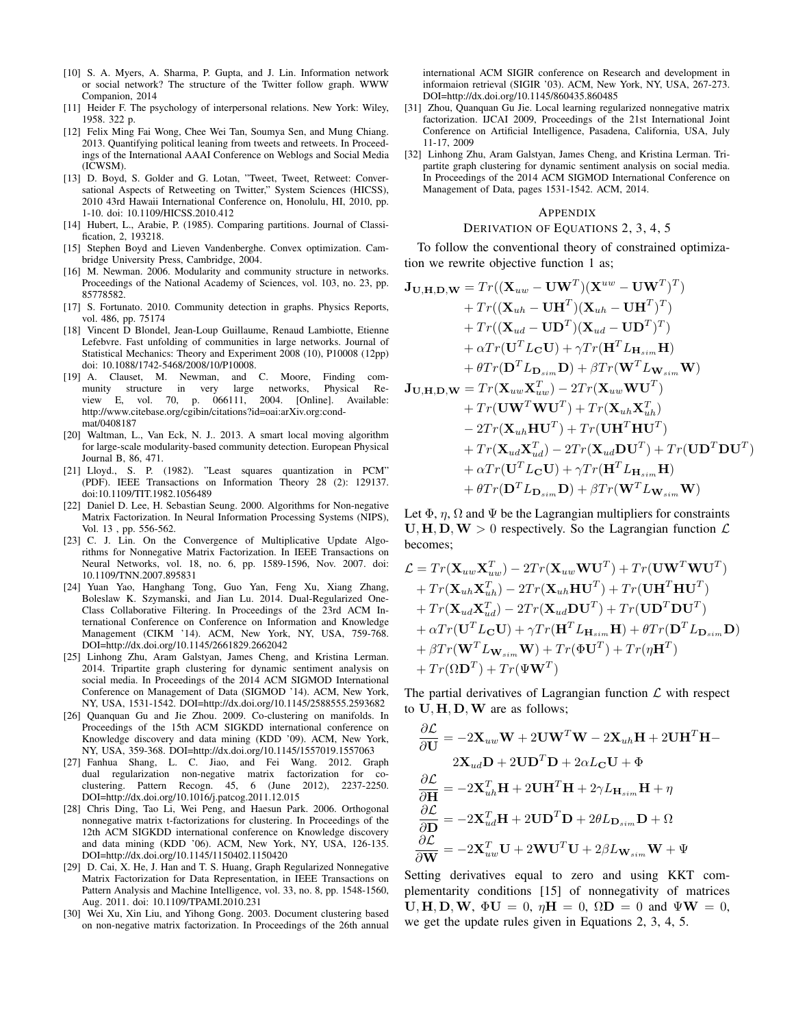[10] S. A. Myers, A. Sharma, P. Gupta, and J. Lin. Information network or social network? The structure of the Twitter follow graph. WWW Companion, 2014

[11] Heider F. The psychology of interpersonal relations. New York: Wiley, 1958. 322 p.

[12] Felix Ming Fai Wong, Chee Wei Tan, Soumya Sen, and Mung Chiang. 2013. Quantifying political leaning from tweets and retweets. In Proceedings of the International AAAI Conference on Weblogs and Social Media (ICWSM).

[13] D. Boyd, S. Golder and G. Lotan, "Tweet, Tweet, Retweet: Conversational Aspects of Retweeting on Twitter," System Sciences (HICSS), 2010 43rd Hawaii International Conference on, Honolulu, HI, 2010, pp. 1-10. doi: 10.1109/HICSS.2010.412

[14] Hubert, L., Arabie, P. (1985). Comparing partitions. Journal of Classification, 2, 193218.

[15] Stephen Boyd and Lieven Vandenberghe. Convex optimization. Cambridge University Press, Cambridge, 2004.

[16] M. Newman. 2006. Modularity and community structure in networks. Proceedings of the National Academy of Sciences, vol. 103, no. 23, pp. 85778582.

[17] S. Fortunato. 2010. Community detection in graphs. Physics Reports, vol. 486, pp. 75174

[18] Vincent D Blondel, Jean-Loup Guillaume, Renaud Lambiotte, Etienne Lefebvre. Fast unfolding of communities in large networks. Journal of Statistical Mechanics: Theory and Experiment 2008 (10), P10008 (12pp) doi: 10.1088/1742-5468/2008/10/P10008.

[19] A. Clauset, M. Newman, and C. Moore, Finding community structure in very large networks, Physical Review E, vol. 70, p. 066111, 2004. [Online]. Available: http://www.citebase.org/cgibin/citations?id=oai:arXiv.org:cond-mat/0408187

[20] Waltman, L., Van Eck, N. J.. 2013. A smart local moving algorithm for large-scale modularity-based community detection. European Physical Journal B, 86, 471.

[21] Lloyd., S. P. (1982). "Least squares quantization in PCM" (PDF). IEEE Transactions on Information Theory 28 (2): 129137. doi:10.1109/TIT.1982.1056489

[22] Daniel D. Lee, H. Sebastian Seung. 2000. Algorithms for Non-negative Matrix Factorization. In Neural Information Processing Systems (NIPS), Vol. 13 , pp. 556-562.

[23] C. J. Lin. On the Convergence of Multiplicative Update Algorithms for Nonnegative Matrix Factorization. In IEEE Transactions on Neural Networks, vol. 18, no. 6, pp. 1589-1596, Nov. 2007. doi: 10.1109/TNN.2007.895831

[24] Yuan Yao, Hanghang Tong, Guo Yan, Feng Xu, Xiang Zhang, Boleslaw K. Szymanski, and Jian Lu. 2014. Dual-Regularized One-Class Collaborative Filtering. In Proceedings of the 23rd ACM International Conference on Conference on Information and Knowledge Management (CIKM '14). ACM, New York, NY, USA, 759-768. DOI=http://dx.doi.org/10.1145/2661829.2662042

[25] Linhong Zhu, Aram Galstyan, James Cheng, and Kristina Lerman. 2014. Tripartite graph clustering for dynamic sentiment analysis on social media. In Proceedings of the 2014 ACM SIGMOD International Conference on Management of Data (SIGMOD '14). ACM, New York, NY, USA, 1531-1542. DOI=http://dx.doi.org/10.1145/2588555.2593682

[26] Quanquan Gu and Jie Zhou. 2009. Co-clustering on manifolds. In Proceedings of the 15th ACM SIGKDD international conference on Knowledge discovery and data mining (KDD '09). ACM, New York, NY, USA, 359-368. DOI=http://dx.doi.org/10.1145/1557019.1557063

[27] Fanhua Shang, L. C. Jiao, and Fei Wang. 2012. Graph dual regularization non-negative matrix factorization for co-clustering. Pattern Recogn. 45, 6 (June 2012), 2237-2250. DOI=http://dx.doi.org/10.1016/j.patcog.2011.12.015

[28] Chris Ding, Tao Li, Wei Peng, and Haesun Park. 2006. Orthogonal nonnegative matrix t-factorizations for clustering. In Proceedings of the 12th ACM SIGKDD international conference on Knowledge discovery and data mining (KDD '06). ACM, New York, NY, USA, 126-135. DOI=http://dx.doi.org/10.1145/1150402.1150420

[29] D. Cai, X. He, J. Han and T. S. Huang, Graph Regularized Nonnegative Matrix Factorization for Data Representation, in IEEE Transactions on Pattern Analysis and Machine Intelligence, vol. 33, no. 8, pp. 1548-1560, Aug. 2011. doi: 10.1109/TPAMI.2010.231

[30] Wei Xu, Xin Liu, and Yihong Gong. 2003. Document clustering based on non-negative matrix factorization. In Proceedings of the 26th annual international ACM SIGIR conference on Research and development in informaion retrieval (SIGIR '03). ACM, New York, NY, USA, 267-273. DOI=http://dx.doi.org/10.1145/860435.860485

[31] Zhou, Quanquan Gu Jie. Local learning regularized nonnegative matrix factorization. IJCAI 2009, Proceedings of the 21st International Joint Conference on Artificial Intelligence, Pasadena, California, USA, July 11-17, 2009

[32] Linhong Zhu, Aram Galstyan, James Cheng, and Kristina Lerman. Tripartite graph clustering for dynamic sentiment analysis on social media. In Proceedings of the 2014 ACM SIGMOD International Conference on Management of Data, pages 1531-1542. ACM, 2014.

## Appendix

### Derivation of Equations 2, 3, 4, 5

To follow the conventional theory of constrained optimization we rewrite objective function 1 as;

$$
\begin{aligned}
\mathbf{J}_{\mathbf{U},\mathbf{H},\mathbf{D},\mathbf{W}} &= Tr((\mathbf{X}_{uw} - \mathbf{U}\mathbf{W}^T)(\mathbf{X}^{uw} - \mathbf{U}\mathbf{W}^T)^T) \\
&+ Tr((\mathbf{X}_{uh} - \mathbf{U}\mathbf{H}^T)(\mathbf{X}_{uh} - \mathbf{U}\mathbf{H}^T)^T) \\
&+ Tr((\mathbf{X}_{ud} - \mathbf{U}\mathbf{D}^T)(\mathbf{X}_{ud} - \mathbf{U}\mathbf{D}^T)^T) \\
&+ \alpha Tr(\mathbf{U}^T L_{\mathbf{C}} \mathbf{U}) + \gamma Tr(\mathbf{H}^T L_{\mathbf{H}_{sim}} \mathbf{H}) \\
&+ \theta Tr(\mathbf{D}^T L_{\mathbf{D}_{sim}} \mathbf{D}) + \beta Tr(\mathbf{W}^T L_{\mathbf{W}_{sim}} \mathbf{W}) \\
\mathbf{J}_{\mathbf{U},\mathbf{H},\mathbf{D},\mathbf{W}} &= Tr(\mathbf{X}_{uw}\mathbf{X}_{uw}^T) - 2Tr(\mathbf{X}_{uw}\mathbf{W}\mathbf{U}^T) \\
&+ Tr(\mathbf{U}\mathbf{W}^T\mathbf{W}\mathbf{U}^T) + Tr(\mathbf{X}_{uh}\mathbf{X}_{uh}^T) \\
&- 2Tr(\mathbf{X}_{uh}\mathbf{H}\mathbf{U}^T) + Tr(\mathbf{U}\mathbf{H}^T\mathbf{H}\mathbf{U}^T) \\
&+ Tr(\mathbf{X}_{ud}\mathbf{X}_{ud}^T) - 2Tr(\mathbf{X}_{ud}\mathbf{D}\mathbf{U}^T) + Tr(\mathbf{U}\mathbf{D}^T\mathbf{D}\mathbf{U}^T) \\
&+ \alpha Tr(\mathbf{U}^T L_{\mathbf{C}} \mathbf{U}) + \gamma Tr(\mathbf{H}^T L_{\mathbf{H}_{sim}} \mathbf{H}) \\
&+ \theta Tr(\mathbf{D}^T L_{\mathbf{D}_{sim}} \mathbf{D}) + \beta Tr(\mathbf{W}^T L_{\mathbf{W}_{sim}} \mathbf{W})
\end{aligned}
$$

Let $\Phi$, $\eta$, $\Omega$ and $\Psi$ be the Lagrangian multipliers for constraints $\mathbf{U}, \mathbf{H}, \mathbf{D}, \mathbf{W} > 0$ respectively. So the Lagrangian function $\mathcal{L}$ becomes;

$$
\begin{aligned}
\mathcal{L} &= Tr(\mathbf{X}_{uw}\mathbf{X}_{uw}^T) - 2Tr(\mathbf{X}_{uw}\mathbf{W}\mathbf{U}^T) + Tr(\mathbf{U}\mathbf{W}^T\mathbf{W}\mathbf{U}^T) \\
&+ Tr(\mathbf{X}_{uh}\mathbf{X}_{uh}^T) - 2Tr(\mathbf{X}_{uh}\mathbf{H}\mathbf{U}^T) + Tr(\mathbf{U}\mathbf{H}^T\mathbf{H}\mathbf{U}^T) \\
&+ Tr(\mathbf{X}_{ud}\mathbf{X}_{ud}^T) - 2Tr(\mathbf{X}_{ud}\mathbf{D}\mathbf{U}^T) + Tr(\mathbf{U}\mathbf{D}^T\mathbf{D}\mathbf{U}^T) \\
&+ \alpha Tr(\mathbf{U}^T L_{\mathbf{C}} \mathbf{U}) + \gamma Tr(\mathbf{H}^T L_{\mathbf{H}_{sim}} \mathbf{H}) + \theta Tr(\mathbf{D}^T L_{\mathbf{D}_{sim}} \mathbf{D}) \\
&+ \beta Tr(\mathbf{W}^T L_{\mathbf{W}_{sim}} \mathbf{W}) + Tr(\Phi \mathbf{U}^T) + Tr(\eta \mathbf{H}^T) \\
&+ Tr(\Omega \mathbf{D}^T) + Tr(\Psi \mathbf{W}^T)
\end{aligned}
$$

The partial derivatives of Lagrangian function $\mathcal{L}$ with respect to $\mathbf{U}, \mathbf{H}, \mathbf{D}, \mathbf{W}$ are as follows;

$$
\begin{aligned}
\frac{\partial \mathcal{L}}{\partial \mathbf{U}} &= -2\mathbf{X}_{uw}\mathbf{W} + 2\mathbf{U}\mathbf{W}^T\mathbf{W} - 2\mathbf{X}_{uh}\mathbf{H} + 2\mathbf{U}\mathbf{H}^T\mathbf{H} - \\
&\quad 2\mathbf{X}_{ud}\mathbf{D} + 2\mathbf{U}\mathbf{D}^T\mathbf{D} + 2\alpha L_{\mathbf{C}}\mathbf{U} + \Phi \\
\frac{\partial \mathcal{L}}{\partial \mathbf{H}} &= -2\mathbf{X}_{uh}^T\mathbf{H} + 2\mathbf{U}\mathbf{H}^T\mathbf{H} + 2\gamma L_{\mathbf{H}_{sim}}\mathbf{H} + \eta \\
\frac{\partial \mathcal{L}}{\partial \mathbf{D}} &= -2\mathbf{X}_{ud}^T\mathbf{H} + 2\mathbf{U}\mathbf{D}^T\mathbf{D} + 2\theta L_{\mathbf{D}_{sim}}\mathbf{D} + \Omega \\
\frac{\partial \mathcal{L}}{\partial \mathbf{W}} &= -2\mathbf{X}_{uw}^T\mathbf{U} + 2\mathbf{W}\mathbf{U}^T\mathbf{U} + 2\beta L_{\mathbf{W}_{sim}}\mathbf{W} + \Psi
\end{aligned}
$$

Setting derivatives equal to zero and using KKT complementarity conditions [15] of nonnegativity of matrices $\mathbf{U}, \mathbf{H}, \mathbf{D}, \mathbf{W}$, $\Phi\mathbf{U} = 0$, $\eta\mathbf{H} = 0$, $\Omega\mathbf{D} = 0$ and $\Psi\mathbf{W} = 0$, we get the update rules given in Equations 2, 3, 4, 5.